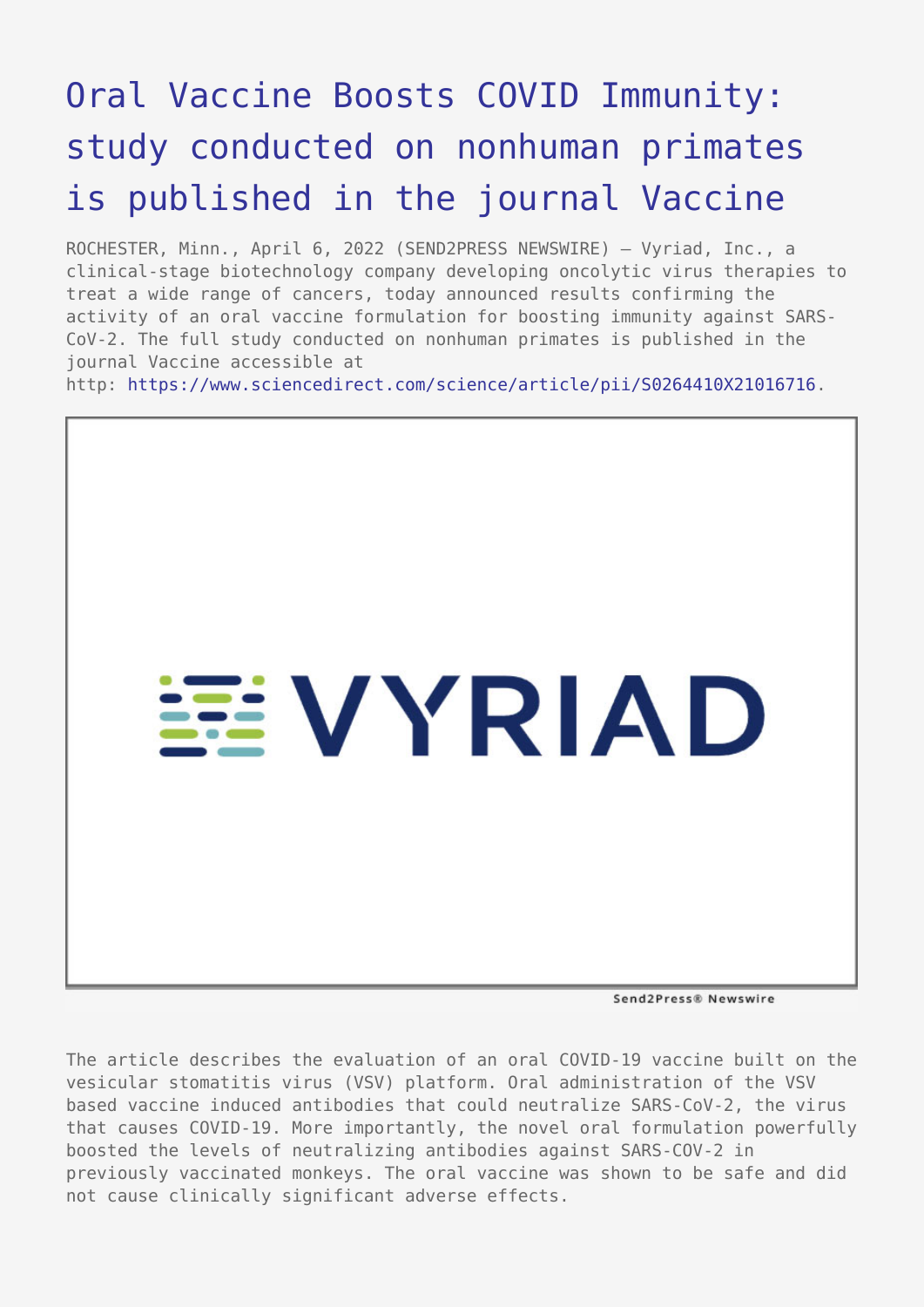# Oral Vaccine Boosts COVID Immunity: study conducted on nonhuman primates is published in the journal Vaccine

ROCHESTER, Minn., April 6, 2022 (SEND2PRESS NEWSWIRE) — Vyriad, Inc., a clinical-stage biotechnology company developing oncolytic virus therapies to treat a wide range of cancers, today announced results confirming the activity of an oral vaccine formulation for boosting immunity against SARS-CoV-2. The full study conducted on nonhuman primates is published in the journal Vaccine accessible at http: https://www.sciencedirect.com/science/article/pii/S0264410X21016716.

The article describes the evaluation of an oral COVID-19 vaccine built on the vesicular stomatitis virus (VSV) platform. Oral administration of the VSV based vaccine induced antibodies that could neutralize SARS-CoV-2, the virus that causes COVID-19. More importantly, the novel oral formulation powerfully boosted the levels of neutralizing antibodies against SARS-COV-2 in previously vaccinated monkeys. The oral vaccine was shown to be safe and did not cause clinically significant adverse effects.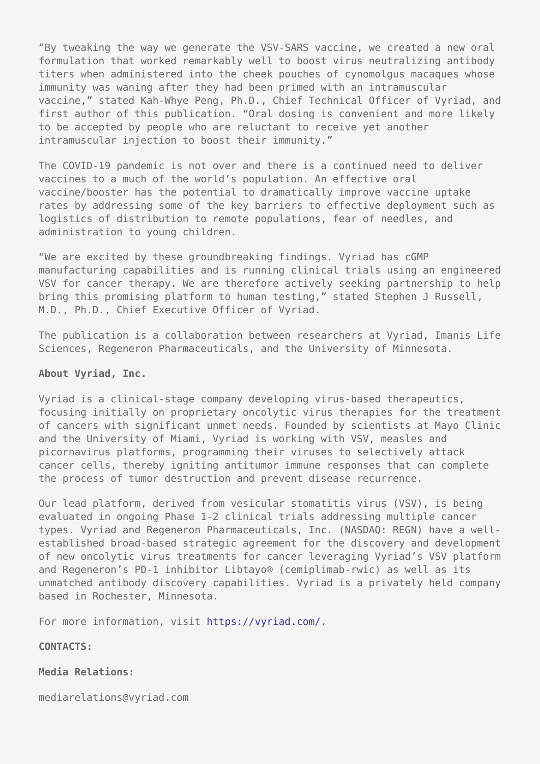"By tweaking the way we generate the VSV-SARS vaccine, we created a new oral formulation that worked remarkably well to boost virus neutralizing antibody titers when administered into the cheek pouches of cynomolgus macaques whose immunity was waning after they had been primed with an intramuscular vaccine," stated Kah-Whye Peng, Ph.D., Chief Technical Officer of Vyriad, and first author of this publication. "Oral dosing is convenient and more likely to be accepted by people who are reluctant to receive yet another intramuscular injection to boost their immunity."

The COVID-19 pandemic is not over and there is a continued need to deliver vaccines to a much of the world's population. An effective oral vaccine/booster has the potential to dramatically improve vaccine uptake rates by addressing some of the key barriers to effective deployment such as logistics of distribution to remote populations, fear of needles, and administration to young children.

"We are excited by these groundbreaking findings. Vyriad has cGMP manufacturing capabilities and is running clinical trials using an engineered VSV for cancer therapy. We are therefore actively seeking partnership to help bring this promising platform to human testing," stated Stephen J Russell, M.D., Ph.D., Chief Executive Officer of Vyriad.

The publication is a collaboration between researchers at Vyriad, Imanis Life Sciences, Regeneron Pharmaceuticals, and the University of Minnesota.

**About Vyriad, Inc.**

Vyriad is a clinical-stage company developing virus-based therapeutics, focusing initially on proprietary oncolytic virus therapies for the treatment of cancers with significant unmet needs. Founded by scientists at Mayo Clinic and the University of Miami, Vyriad is working with VSV, measles and picornavirus platforms, programming their viruses to selectively attack cancer cells, thereby igniting antitumor immune responses that can complete the process of tumor destruction and prevent disease recurrence.

Our lead platform, derived from vesicular stomatitis virus (VSV), is being evaluated in ongoing Phase 1-2 clinical trials addressing multiple cancer types. Vyriad and Regeneron Pharmaceuticals, Inc. (NASDAQ: REGN) have a well-established broad-based strategic agreement for the discovery and development of new oncolytic virus treatments for cancer leveraging Vyriad's VSV platform and Regeneron's PD-1 inhibitor Libtayo® (cemiplimab-rwic) as well as its unmatched antibody discovery capabilities. Vyriad is a privately held company based in Rochester, Minnesota.

For more information, visit https://vyriad.com/.

**CONTACTS:**

**Media Relations:**

mediarelations@vyriad.com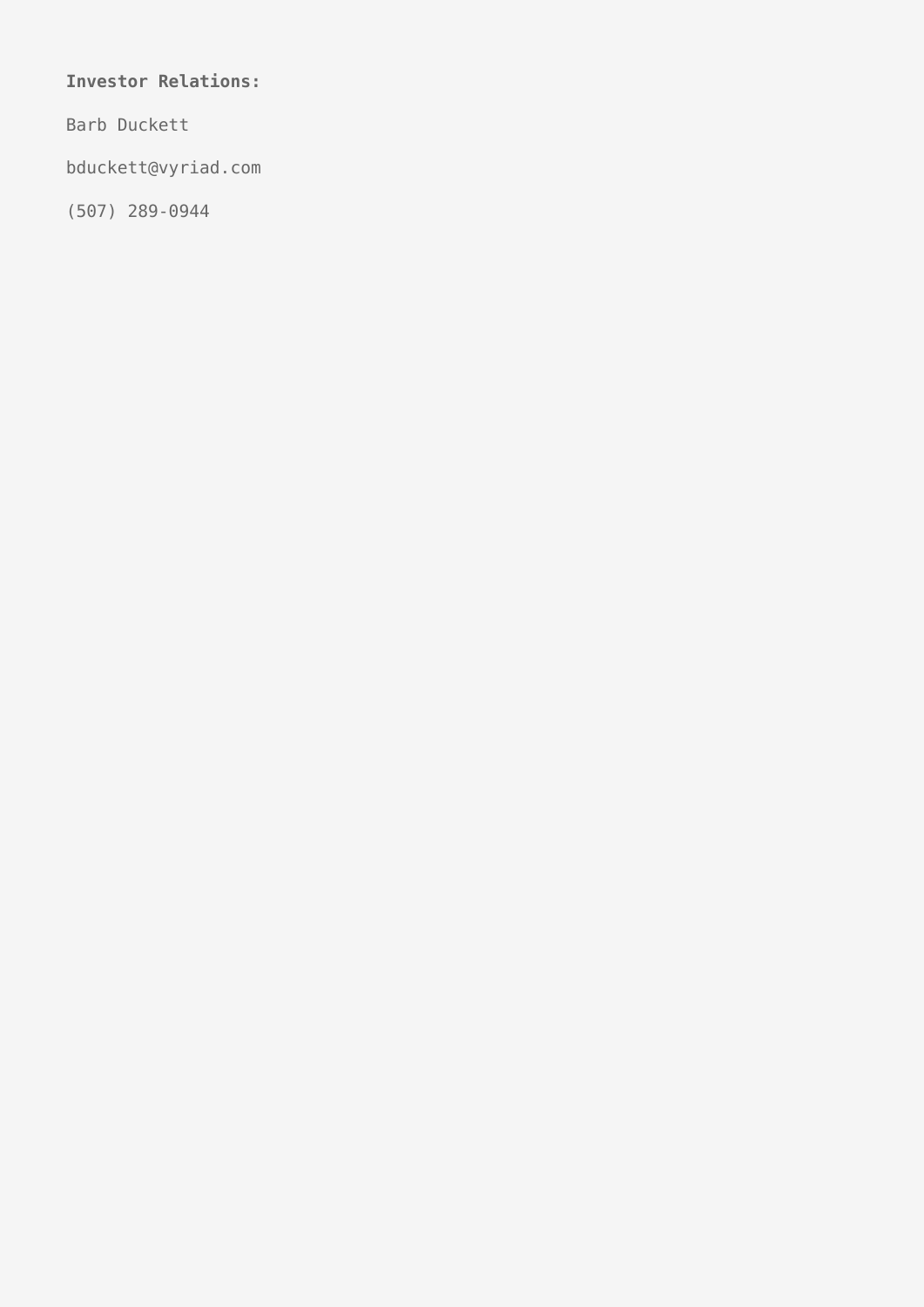**Investor Relations:**

Barb Duckett

bduckett@vyriad.com

(507) 289-0944